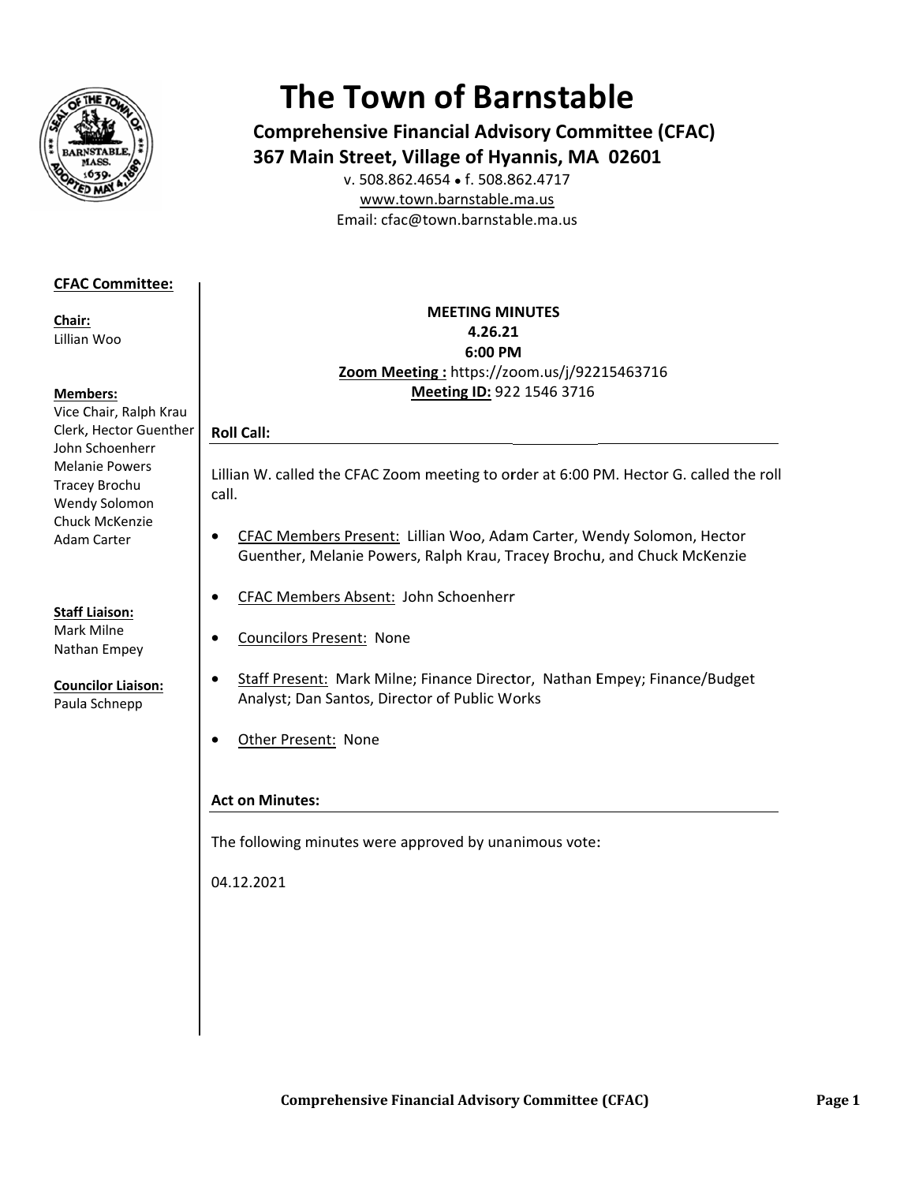# The Town of Barnstable

**Comprehensive Financial Advisory Committee (CFAC)**
**367 Main Street, Village of Hyannis, MA 02601**

v. 508.862.4654 • f. 508.862.4717
www.town.barnstable.ma.us
Email: cfac@town.barnstable.ma.us

**CFAC Committee:**

**Chair:**
Lillian Woo

**Members:**
Vice Chair, Ralph Krau
Clerk, Hector Guenther
John Schoenherr
Melanie Powers
Tracey Brochu
Wendy Solomon
Chuck McKenzie
Adam Carter

**Staff Liaison:**
Mark Milne
Nathan Empey

**Councilor Liaison:**
Paula Schnepp

**MEETING MINUTES**
**4.26.21**
**6:00 PM**
**Zoom Meeting :** https://zoom.us/j/92215463716
**Meeting ID:** 922 1546 3716

## Roll Call:

Lillian W. called the CFAC Zoom meeting to order at 6:00 PM. Hector G. called the roll call.

- CFAC Members Present: Lillian Woo, Adam Carter, Wendy Solomon, Hector Guenther, Melanie Powers, Ralph Krau, Tracey Brochu, and Chuck McKenzie
- CFAC Members Absent: John Schoenherr
- Councilors Present: None
- Staff Present: Mark Milne; Finance Director, Nathan Empey; Finance/Budget Analyst; Dan Santos, Director of Public Works
- Other Present: None

## Act on Minutes:

The following minutes were approved by unanimous vote:

04.12.2021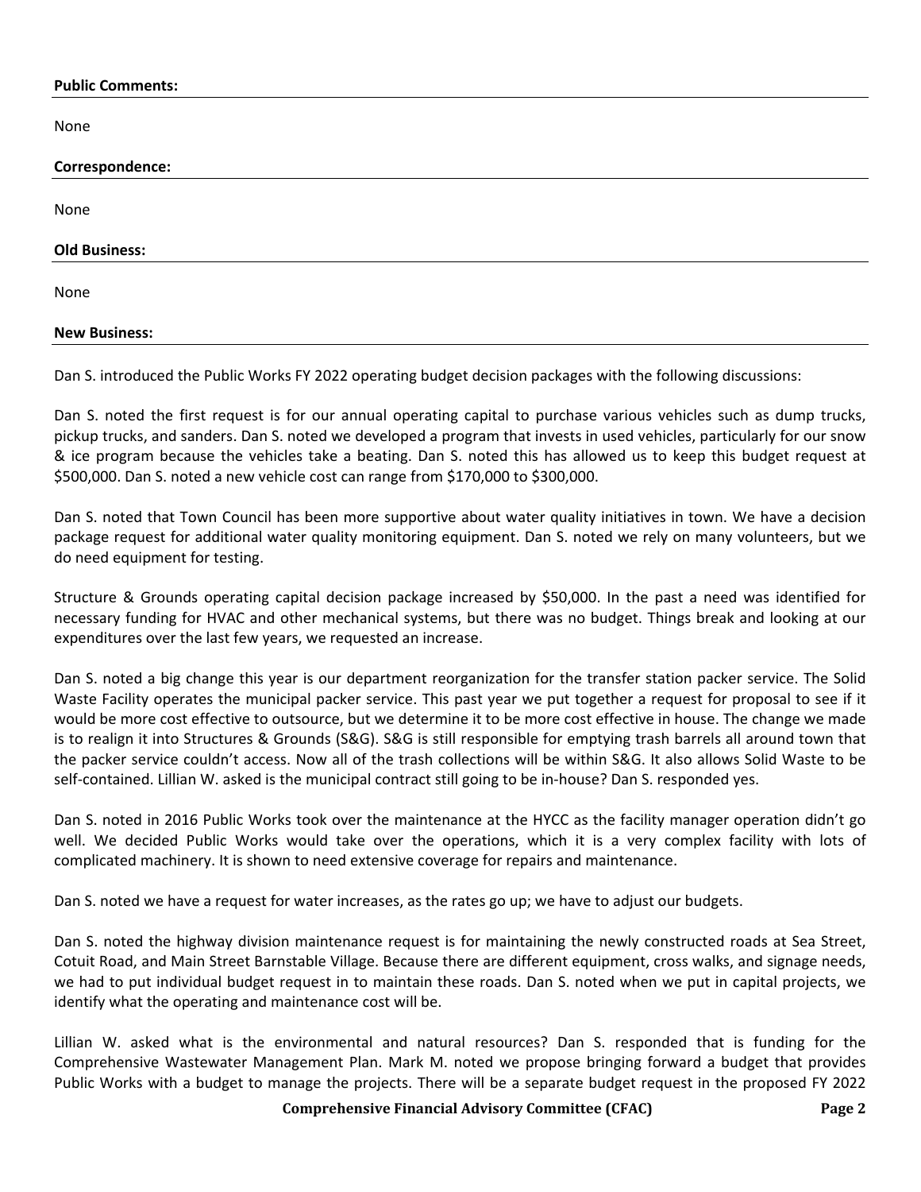**Public Comments:**

None

**Correspondence:**

None

**Old Business:**

None

**New Business:**

Dan S. introduced the Public Works FY 2022 operating budget decision packages with the following discussions:

Dan S. noted the first request is for our annual operating capital to purchase various vehicles such as dump trucks, pickup trucks, and sanders. Dan S. noted we developed a program that invests in used vehicles, particularly for our snow & ice program because the vehicles take a beating. Dan S. noted this has allowed us to keep this budget request at $500,000. Dan S. noted a new vehicle cost can range from $170,000 to $300,000.

Dan S. noted that Town Council has been more supportive about water quality initiatives in town. We have a decision package request for additional water quality monitoring equipment. Dan S. noted we rely on many volunteers, but we do need equipment for testing.

Structure & Grounds operating capital decision package increased by $50,000. In the past a need was identified for necessary funding for HVAC and other mechanical systems, but there was no budget. Things break and looking at our expenditures over the last few years, we requested an increase.

Dan S. noted a big change this year is our department reorganization for the transfer station packer service. The Solid Waste Facility operates the municipal packer service. This past year we put together a request for proposal to see if it would be more cost effective to outsource, but we determine it to be more cost effective in house. The change we made is to realign it into Structures & Grounds (S&G). S&G is still responsible for emptying trash barrels all around town that the packer service couldn't access. Now all of the trash collections will be within S&G. It also allows Solid Waste to be self-contained. Lillian W. asked is the municipal contract still going to be in-house? Dan S. responded yes.

Dan S. noted in 2016 Public Works took over the maintenance at the HYCC as the facility manager operation didn't go well. We decided Public Works would take over the operations, which it is a very complex facility with lots of complicated machinery. It is shown to need extensive coverage for repairs and maintenance.

Dan S. noted we have a request for water increases, as the rates go up; we have to adjust our budgets.

Dan S. noted the highway division maintenance request is for maintaining the newly constructed roads at Sea Street, Cotuit Road, and Main Street Barnstable Village. Because there are different equipment, cross walks, and signage needs, we had to put individual budget request in to maintain these roads. Dan S. noted when we put in capital projects, we identify what the operating and maintenance cost will be.

Lillian W. asked what is the environmental and natural resources? Dan S. responded that is funding for the Comprehensive Wastewater Management Plan. Mark M. noted we propose bringing forward a budget that provides Public Works with a budget to manage the projects. There will be a separate budget request in the proposed FY 2022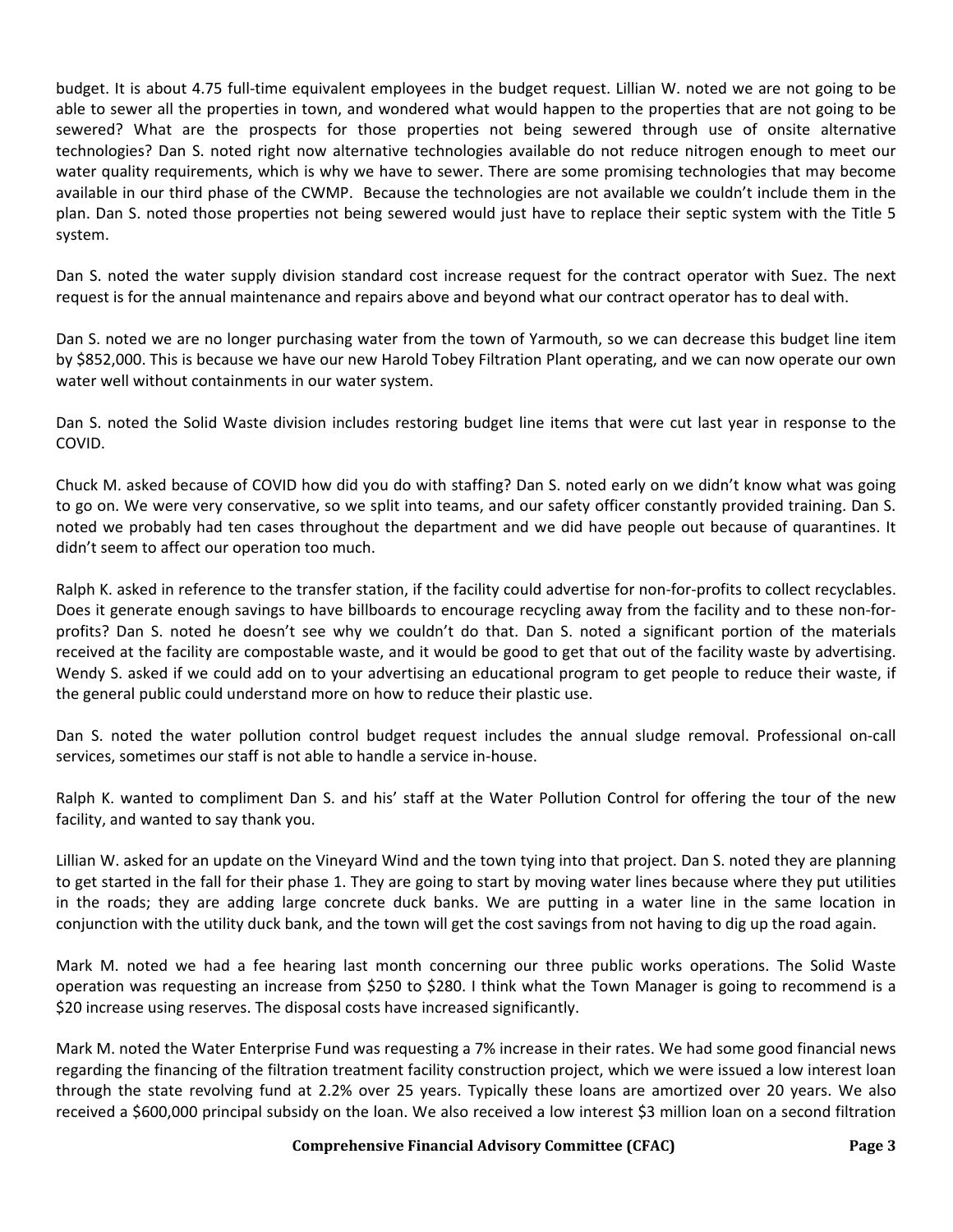budget. It is about 4.75 full-time equivalent employees in the budget request. Lillian W. noted we are not going to be able to sewer all the properties in town, and wondered what would happen to the properties that are not going to be sewered? What are the prospects for those properties not being sewered through use of onsite alternative technologies? Dan S. noted right now alternative technologies available do not reduce nitrogen enough to meet our water quality requirements, which is why we have to sewer. There are some promising technologies that may become available in our third phase of the CWMP. Because the technologies are not available we couldn't include them in the plan. Dan S. noted those properties not being sewered would just have to replace their septic system with the Title 5 system.

Dan S. noted the water supply division standard cost increase request for the contract operator with Suez. The next request is for the annual maintenance and repairs above and beyond what our contract operator has to deal with.

Dan S. noted we are no longer purchasing water from the town of Yarmouth, so we can decrease this budget line item by $852,000. This is because we have our new Harold Tobey Filtration Plant operating, and we can now operate our own water well without containments in our water system.

Dan S. noted the Solid Waste division includes restoring budget line items that were cut last year in response to the COVID.

Chuck M. asked because of COVID how did you do with staffing? Dan S. noted early on we didn't know what was going to go on. We were very conservative, so we split into teams, and our safety officer constantly provided training. Dan S. noted we probably had ten cases throughout the department and we did have people out because of quarantines. It didn't seem to affect our operation too much.

Ralph K. asked in reference to the transfer station, if the facility could advertise for non-for-profits to collect recyclables. Does it generate enough savings to have billboards to encourage recycling away from the facility and to these non-for-profits? Dan S. noted he doesn't see why we couldn't do that. Dan S. noted a significant portion of the materials received at the facility are compostable waste, and it would be good to get that out of the facility waste by advertising. Wendy S. asked if we could add on to your advertising an educational program to get people to reduce their waste, if the general public could understand more on how to reduce their plastic use.

Dan S. noted the water pollution control budget request includes the annual sludge removal. Professional on-call services, sometimes our staff is not able to handle a service in-house.

Ralph K. wanted to compliment Dan S. and his' staff at the Water Pollution Control for offering the tour of the new facility, and wanted to say thank you.

Lillian W. asked for an update on the Vineyard Wind and the town tying into that project. Dan S. noted they are planning to get started in the fall for their phase 1. They are going to start by moving water lines because where they put utilities in the roads; they are adding large concrete duck banks. We are putting in a water line in the same location in conjunction with the utility duck bank, and the town will get the cost savings from not having to dig up the road again.

Mark M. noted we had a fee hearing last month concerning our three public works operations. The Solid Waste operation was requesting an increase from $250 to $280. I think what the Town Manager is going to recommend is a $20 increase using reserves. The disposal costs have increased significantly.

Mark M. noted the Water Enterprise Fund was requesting a 7% increase in their rates. We had some good financial news regarding the financing of the filtration treatment facility construction project, which we were issued a low interest loan through the state revolving fund at 2.2% over 25 years. Typically these loans are amortized over 20 years. We also received a $600,000 principal subsidy on the loan. We also received a low interest $3 million loan on a second filtration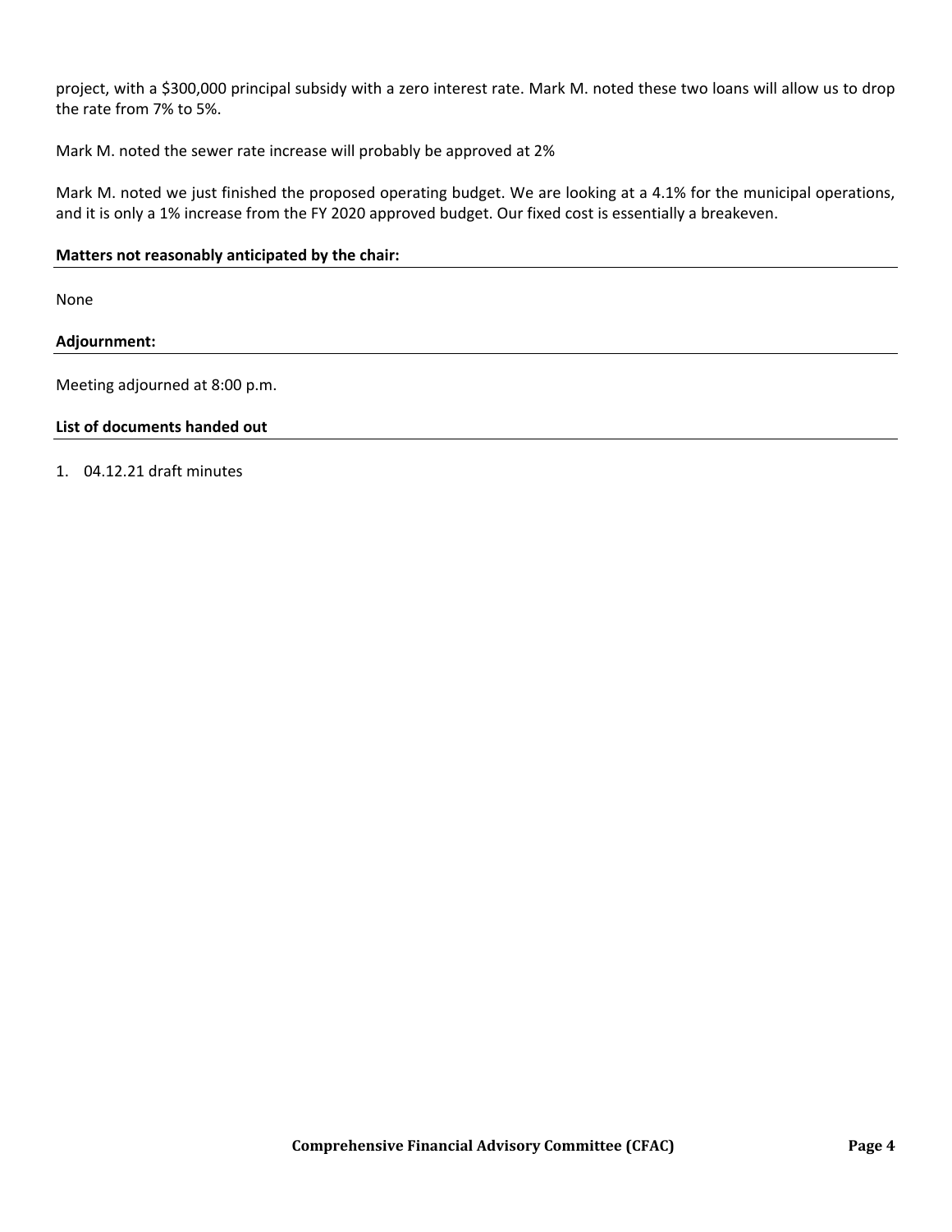project, with a $300,000 principal subsidy with a zero interest rate. Mark M. noted these two loans will allow us to drop the rate from 7% to 5%.

Mark M. noted the sewer rate increase will probably be approved at 2%

Mark M. noted we just finished the proposed operating budget. We are looking at a 4.1% for the municipal operations, and it is only a 1% increase from the FY 2020 approved budget. Our fixed cost is essentially a breakeven.

**Matters not reasonably anticipated by the chair:**

None

**Adjournment:**

Meeting adjourned at 8:00 p.m.

**List of documents handed out**

1. 04.12.21 draft minutes